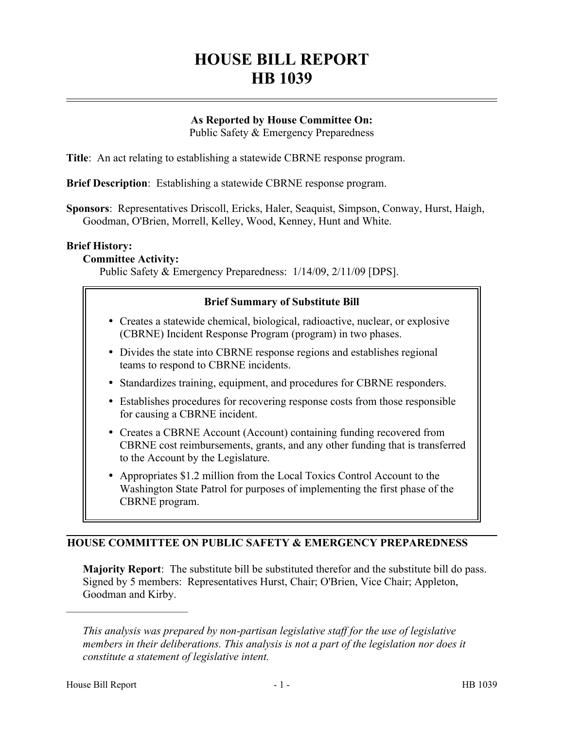# HOUSE BILL REPORT
# HB 1039

**As Reported by House Committee On:**
Public Safety & Emergency Preparedness

**Title**: An act relating to establishing a statewide CBRNE response program.

**Brief Description**: Establishing a statewide CBRNE response program.

**Sponsors**: Representatives Driscoll, Ericks, Haler, Seaquist, Simpson, Conway, Hurst, Haigh, Goodman, O'Brien, Morrell, Kelley, Wood, Kenney, Hunt and White.

**Brief History:**

**Committee Activity:**

Public Safety & Emergency Preparedness: 1/14/09, 2/11/09 [DPS].

**Brief Summary of Substitute Bill**

- Creates a statewide chemical, biological, radioactive, nuclear, or explosive (CBRNE) Incident Response Program (program) in two phases.
- Divides the state into CBRNE response regions and establishes regional teams to respond to CBRNE incidents.
- Standardizes training, equipment, and procedures for CBRNE responders.
- Establishes procedures for recovering response costs from those responsible for causing a CBRNE incident.
- Creates a CBRNE Account (Account) containing funding recovered from CBRNE cost reimbursements, grants, and any other funding that is transferred to the Account by the Legislature.
- Appropriates $1.2 million from the Local Toxics Control Account to the Washington State Patrol for purposes of implementing the first phase of the CBRNE program.

## HOUSE COMMITTEE ON PUBLIC SAFETY & EMERGENCY PREPAREDNESS

**Majority Report**: The substitute bill be substituted therefor and the substitute bill do pass. Signed by 5 members: Representatives Hurst, Chair; O'Brien, Vice Chair; Appleton, Goodman and Kirby.

---

*This analysis was prepared by non-partisan legislative staff for the use of legislative members in their deliberations. This analysis is not a part of the legislation nor does it constitute a statement of legislative intent.*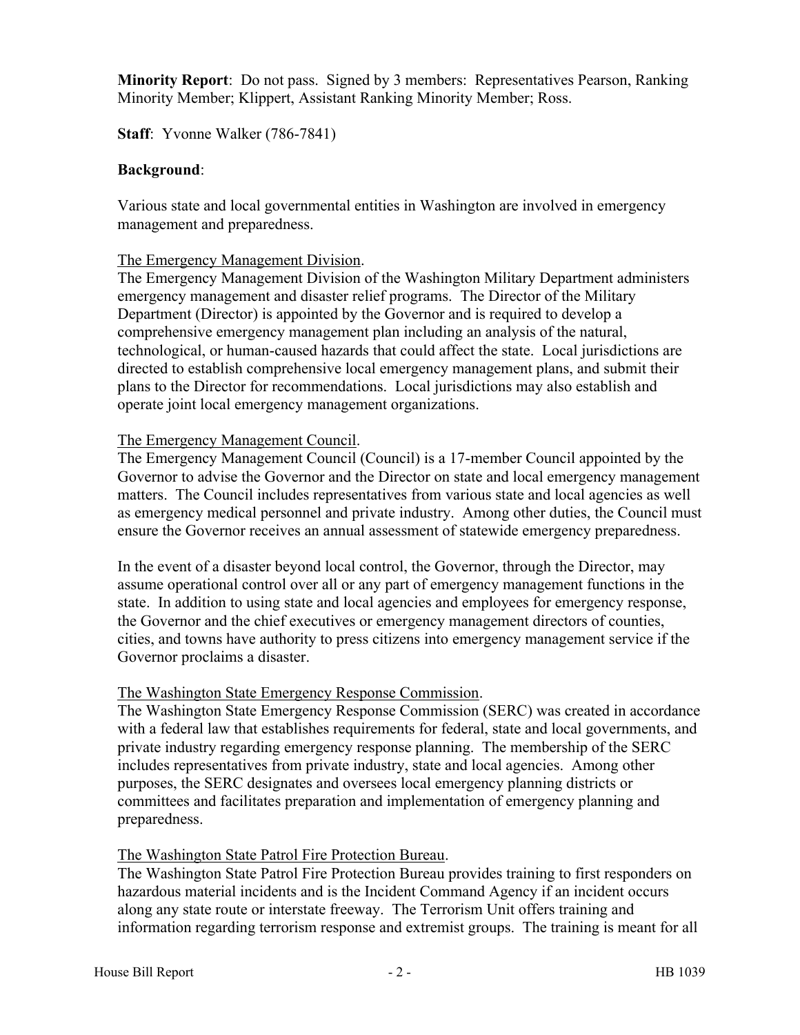**Minority Report**: Do not pass. Signed by 3 members: Representatives Pearson, Ranking Minority Member; Klippert, Assistant Ranking Minority Member; Ross.

**Staff**: Yvonne Walker (786-7841)

**Background**:

Various state and local governmental entities in Washington are involved in emergency management and preparedness.

The Emergency Management Division.
The Emergency Management Division of the Washington Military Department administers emergency management and disaster relief programs. The Director of the Military Department (Director) is appointed by the Governor and is required to develop a comprehensive emergency management plan including an analysis of the natural, technological, or human-caused hazards that could affect the state. Local jurisdictions are directed to establish comprehensive local emergency management plans, and submit their plans to the Director for recommendations. Local jurisdictions may also establish and operate joint local emergency management organizations.

The Emergency Management Council.
The Emergency Management Council (Council) is a 17-member Council appointed by the Governor to advise the Governor and the Director on state and local emergency management matters. The Council includes representatives from various state and local agencies as well as emergency medical personnel and private industry. Among other duties, the Council must ensure the Governor receives an annual assessment of statewide emergency preparedness.

In the event of a disaster beyond local control, the Governor, through the Director, may assume operational control over all or any part of emergency management functions in the state. In addition to using state and local agencies and employees for emergency response, the Governor and the chief executives or emergency management directors of counties, cities, and towns have authority to press citizens into emergency management service if the Governor proclaims a disaster.

The Washington State Emergency Response Commission.
The Washington State Emergency Response Commission (SERC) was created in accordance with a federal law that establishes requirements for federal, state and local governments, and private industry regarding emergency response planning. The membership of the SERC includes representatives from private industry, state and local agencies. Among other purposes, the SERC designates and oversees local emergency planning districts or committees and facilitates preparation and implementation of emergency planning and preparedness.

The Washington State Patrol Fire Protection Bureau.
The Washington State Patrol Fire Protection Bureau provides training to first responders on hazardous material incidents and is the Incident Command Agency if an incident occurs along any state route or interstate freeway. The Terrorism Unit offers training and information regarding terrorism response and extremist groups. The training is meant for all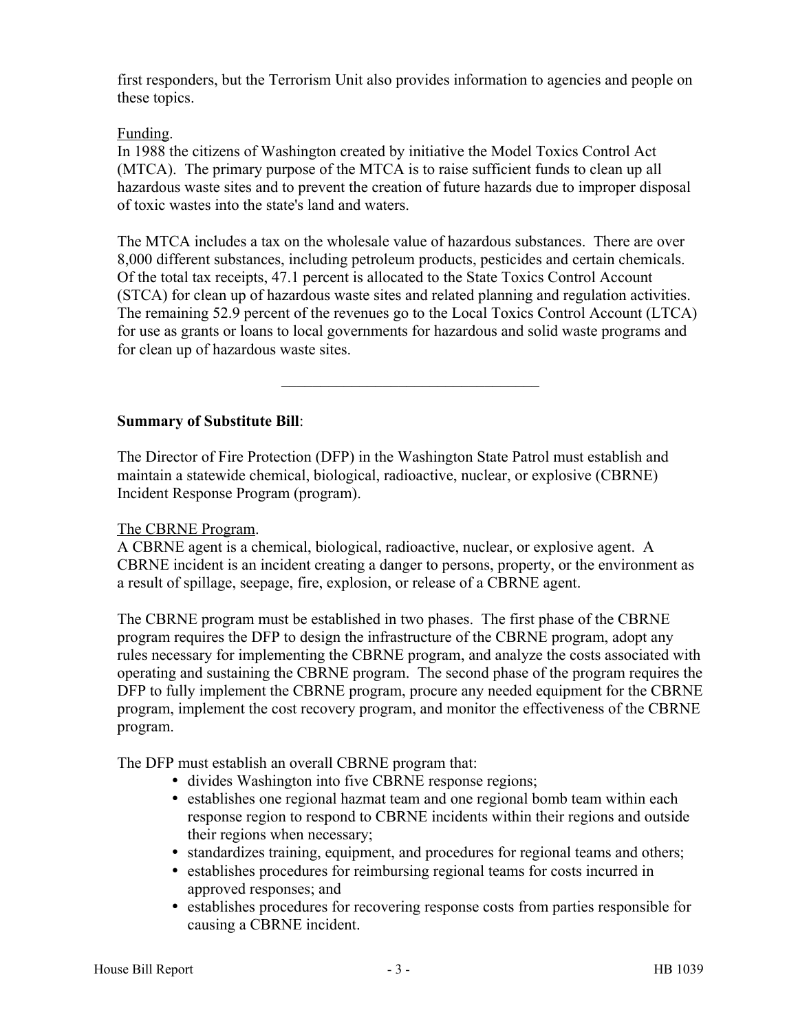first responders, but the Terrorism Unit also provides information to agencies and people on these topics.

Funding.

In 1988 the citizens of Washington created by initiative the Model Toxics Control Act (MTCA). The primary purpose of the MTCA is to raise sufficient funds to clean up all hazardous waste sites and to prevent the creation of future hazards due to improper disposal of toxic wastes into the state's land and waters.

The MTCA includes a tax on the wholesale value of hazardous substances. There are over 8,000 different substances, including petroleum products, pesticides and certain chemicals. Of the total tax receipts, 47.1 percent is allocated to the State Toxics Control Account (STCA) for clean up of hazardous waste sites and related planning and regulation activities. The remaining 52.9 percent of the revenues go to the Local Toxics Control Account (LTCA) for use as grants or loans to local governments for hazardous and solid waste programs and for clean up of hazardous waste sites.

---

**Summary of Substitute Bill**:

The Director of Fire Protection (DFP) in the Washington State Patrol must establish and maintain a statewide chemical, biological, radioactive, nuclear, or explosive (CBRNE) Incident Response Program (program).

The CBRNE Program.

A CBRNE agent is a chemical, biological, radioactive, nuclear, or explosive agent. A CBRNE incident is an incident creating a danger to persons, property, or the environment as a result of spillage, seepage, fire, explosion, or release of a CBRNE agent.

The CBRNE program must be established in two phases. The first phase of the CBRNE program requires the DFP to design the infrastructure of the CBRNE program, adopt any rules necessary for implementing the CBRNE program, and analyze the costs associated with operating and sustaining the CBRNE program. The second phase of the program requires the DFP to fully implement the CBRNE program, procure any needed equipment for the CBRNE program, implement the cost recovery program, and monitor the effectiveness of the CBRNE program.

The DFP must establish an overall CBRNE program that:

- divides Washington into five CBRNE response regions;
- establishes one regional hazmat team and one regional bomb team within each response region to respond to CBRNE incidents within their regions and outside their regions when necessary;
- standardizes training, equipment, and procedures for regional teams and others;
- establishes procedures for reimbursing regional teams for costs incurred in approved responses; and
- establishes procedures for recovering response costs from parties responsible for causing a CBRNE incident.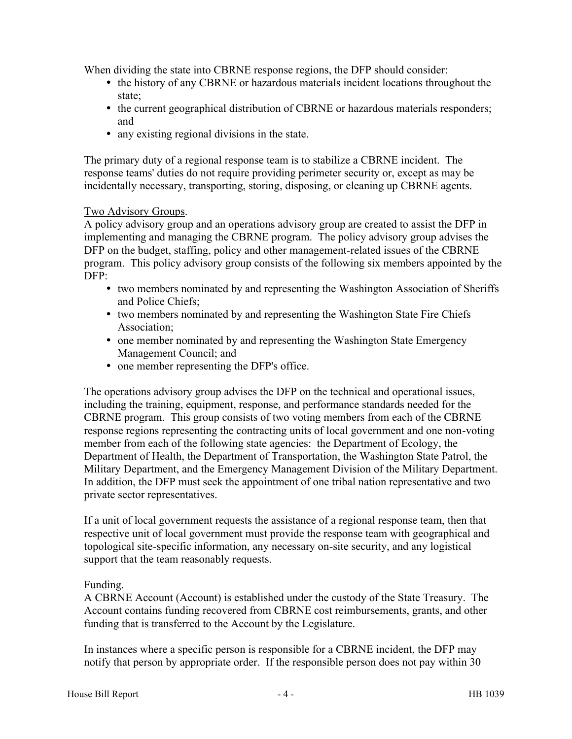When dividing the state into CBRNE response regions, the DFP should consider:

- the history of any CBRNE or hazardous materials incident locations throughout the state;
- the current geographical distribution of CBRNE or hazardous materials responders; and
- any existing regional divisions in the state.

The primary duty of a regional response team is to stabilize a CBRNE incident. The response teams' duties do not require providing perimeter security or, except as may be incidentally necessary, transporting, storing, disposing, or cleaning up CBRNE agents.

Two Advisory Groups.
A policy advisory group and an operations advisory group are created to assist the DFP in implementing and managing the CBRNE program. The policy advisory group advises the DFP on the budget, staffing, policy and other management-related issues of the CBRNE program. This policy advisory group consists of the following six members appointed by the DFP:

- two members nominated by and representing the Washington Association of Sheriffs and Police Chiefs;
- two members nominated by and representing the Washington State Fire Chiefs Association;
- one member nominated by and representing the Washington State Emergency Management Council; and
- one member representing the DFP's office.

The operations advisory group advises the DFP on the technical and operational issues, including the training, equipment, response, and performance standards needed for the CBRNE program. This group consists of two voting members from each of the CBRNE response regions representing the contracting units of local government and one non-voting member from each of the following state agencies: the Department of Ecology, the Department of Health, the Department of Transportation, the Washington State Patrol, the Military Department, and the Emergency Management Division of the Military Department. In addition, the DFP must seek the appointment of one tribal nation representative and two private sector representatives.

If a unit of local government requests the assistance of a regional response team, then that respective unit of local government must provide the response team with geographical and topological site-specific information, any necessary on-site security, and any logistical support that the team reasonably requests.

Funding.
A CBRNE Account (Account) is established under the custody of the State Treasury. The Account contains funding recovered from CBRNE cost reimbursements, grants, and other funding that is transferred to the Account by the Legislature.

In instances where a specific person is responsible for a CBRNE incident, the DFP may notify that person by appropriate order. If the responsible person does not pay within 30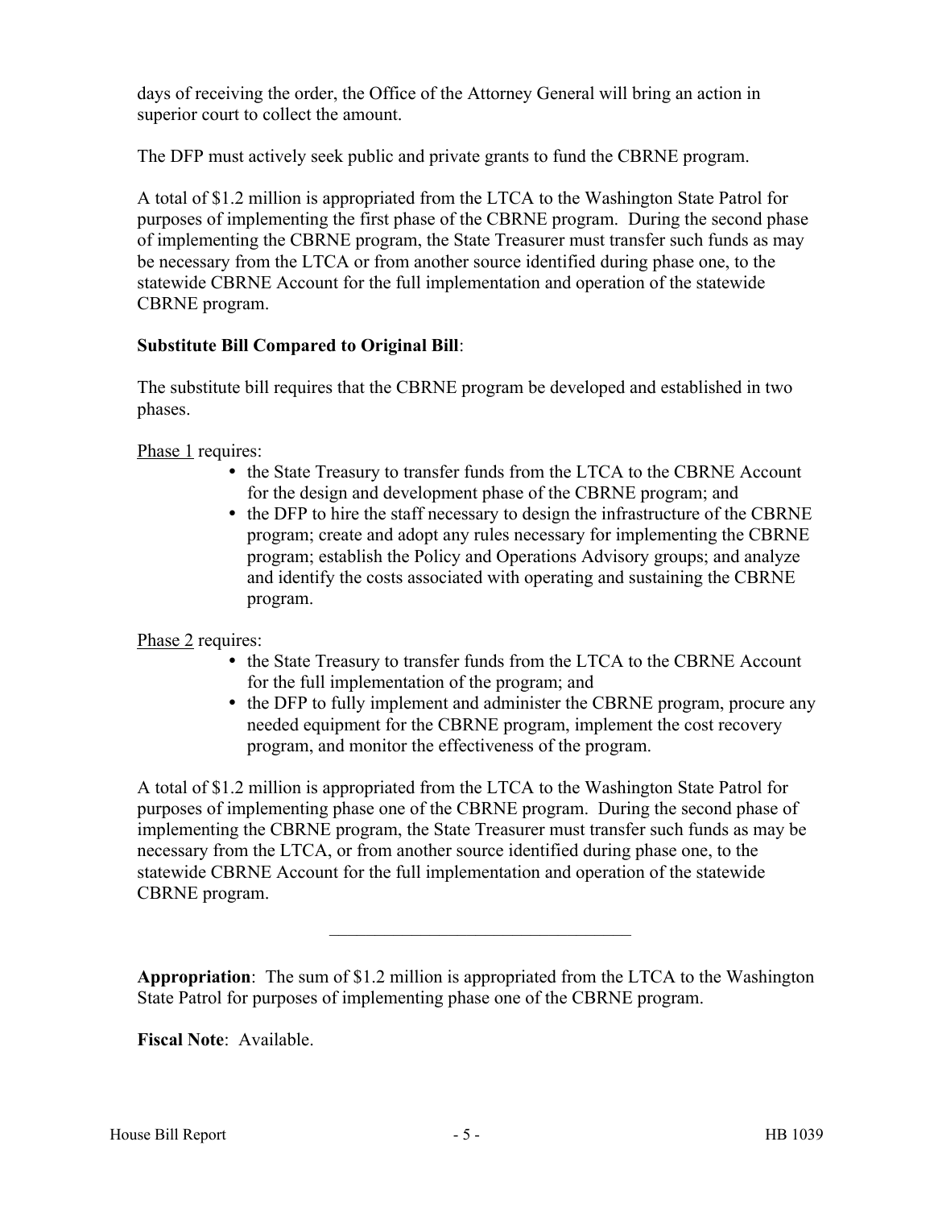days of receiving the order, the Office of the Attorney General will bring an action in superior court to collect the amount.

The DFP must actively seek public and private grants to fund the CBRNE program.

A total of $1.2 million is appropriated from the LTCA to the Washington State Patrol for purposes of implementing the first phase of the CBRNE program. During the second phase of implementing the CBRNE program, the State Treasurer must transfer such funds as may be necessary from the LTCA or from another source identified during phase one, to the statewide CBRNE Account for the full implementation and operation of the statewide CBRNE program.

**Substitute Bill Compared to Original Bill**:

The substitute bill requires that the CBRNE program be developed and established in two phases.

Phase 1 requires:

- the State Treasury to transfer funds from the LTCA to the CBRNE Account for the design and development phase of the CBRNE program; and
- the DFP to hire the staff necessary to design the infrastructure of the CBRNE program; create and adopt any rules necessary for implementing the CBRNE program; establish the Policy and Operations Advisory groups; and analyze and identify the costs associated with operating and sustaining the CBRNE program.

Phase 2 requires:

- the State Treasury to transfer funds from the LTCA to the CBRNE Account for the full implementation of the program; and
- the DFP to fully implement and administer the CBRNE program, procure any needed equipment for the CBRNE program, implement the cost recovery program, and monitor the effectiveness of the program.

A total of $1.2 million is appropriated from the LTCA to the Washington State Patrol for purposes of implementing phase one of the CBRNE program. During the second phase of implementing the CBRNE program, the State Treasurer must transfer such funds as may be necessary from the LTCA, or from another source identified during phase one, to the statewide CBRNE Account for the full implementation and operation of the statewide CBRNE program.

---

**Appropriation**: The sum of $1.2 million is appropriated from the LTCA to the Washington State Patrol for purposes of implementing phase one of the CBRNE program.

**Fiscal Note**: Available.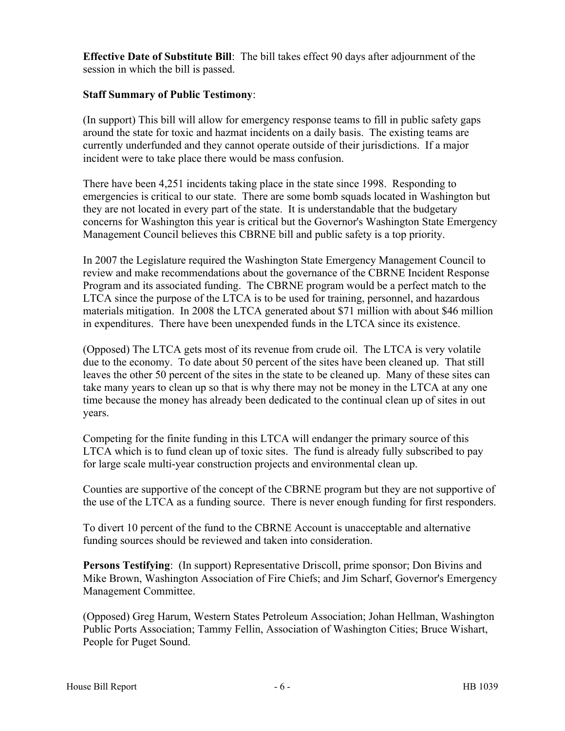**Effective Date of Substitute Bill**: The bill takes effect 90 days after adjournment of the session in which the bill is passed.

**Staff Summary of Public Testimony**:

(In support) This bill will allow for emergency response teams to fill in public safety gaps around the state for toxic and hazmat incidents on a daily basis. The existing teams are currently underfunded and they cannot operate outside of their jurisdictions. If a major incident were to take place there would be mass confusion.

There have been 4,251 incidents taking place in the state since 1998. Responding to emergencies is critical to our state. There are some bomb squads located in Washington but they are not located in every part of the state. It is understandable that the budgetary concerns for Washington this year is critical but the Governor's Washington State Emergency Management Council believes this CBRNE bill and public safety is a top priority.

In 2007 the Legislature required the Washington State Emergency Management Council to review and make recommendations about the governance of the CBRNE Incident Response Program and its associated funding. The CBRNE program would be a perfect match to the LTCA since the purpose of the LTCA is to be used for training, personnel, and hazardous materials mitigation. In 2008 the LTCA generated about $71 million with about $46 million in expenditures. There have been unexpended funds in the LTCA since its existence.

(Opposed) The LTCA gets most of its revenue from crude oil. The LTCA is very volatile due to the economy. To date about 50 percent of the sites have been cleaned up. That still leaves the other 50 percent of the sites in the state to be cleaned up. Many of these sites can take many years to clean up so that is why there may not be money in the LTCA at any one time because the money has already been dedicated to the continual clean up of sites in out years.

Competing for the finite funding in this LTCA will endanger the primary source of this LTCA which is to fund clean up of toxic sites. The fund is already fully subscribed to pay for large scale multi-year construction projects and environmental clean up.

Counties are supportive of the concept of the CBRNE program but they are not supportive of the use of the LTCA as a funding source. There is never enough funding for first responders.

To divert 10 percent of the fund to the CBRNE Account is unacceptable and alternative funding sources should be reviewed and taken into consideration.

**Persons Testifying**: (In support) Representative Driscoll, prime sponsor; Don Bivins and Mike Brown, Washington Association of Fire Chiefs; and Jim Scharf, Governor's Emergency Management Committee.

(Opposed) Greg Harum, Western States Petroleum Association; Johan Hellman, Washington Public Ports Association; Tammy Fellin, Association of Washington Cities; Bruce Wishart, People for Puget Sound.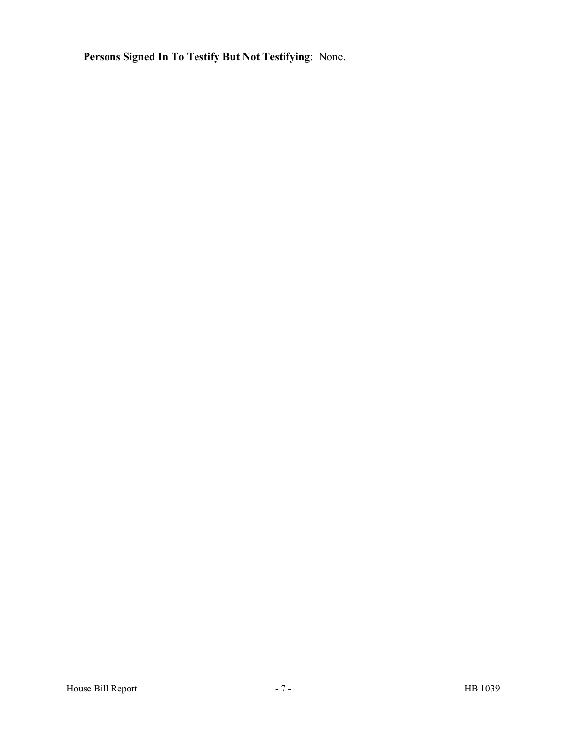**Persons Signed In To Testify But Not Testifying**: None.